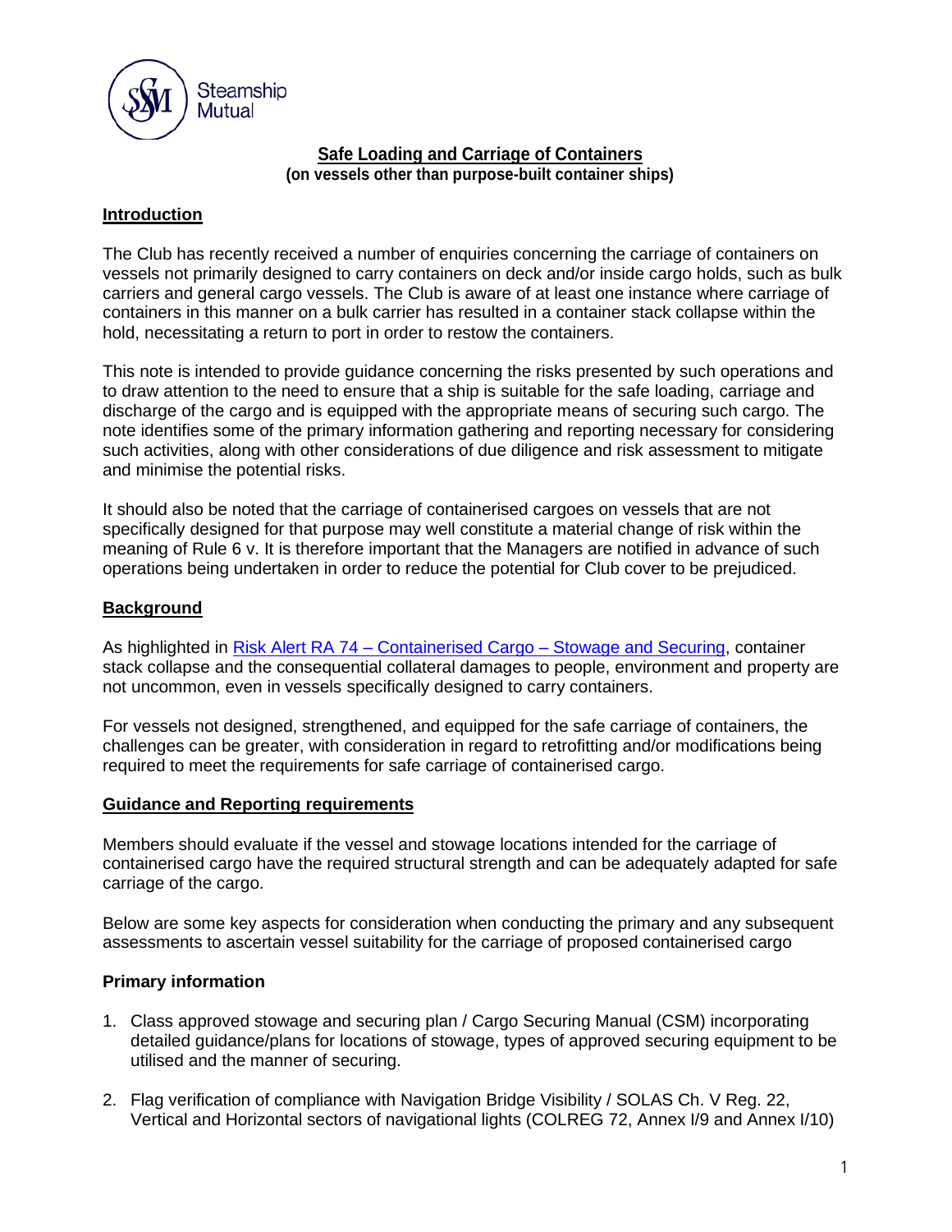Steamship Mutual

# Safe Loading and Carriage of Containers

**(on vessels other than purpose-built container ships)**

## Introduction

The Club has recently received a number of enquiries concerning the carriage of containers on vessels not primarily designed to carry containers on deck and/or inside cargo holds, such as bulk carriers and general cargo vessels. The Club is aware of at least one instance where carriage of containers in this manner on a bulk carrier has resulted in a container stack collapse within the hold, necessitating a return to port in order to restow the containers.

This note is intended to provide guidance concerning the risks presented by such operations and to draw attention to the need to ensure that a ship is suitable for the safe loading, carriage and discharge of the cargo and is equipped with the appropriate means of securing such cargo. The note identifies some of the primary information gathering and reporting necessary for considering such activities, along with other considerations of due diligence and risk assessment to mitigate and minimise the potential risks.

It should also be noted that the carriage of containerised cargoes on vessels that are not specifically designed for that purpose may well constitute a material change of risk within the meaning of Rule 6 v. It is therefore important that the Managers are notified in advance of such operations being undertaken in order to reduce the potential for Club cover to be prejudiced.

## Background

As highlighted in Risk Alert RA 74 – Containerised Cargo – Stowage and Securing, container stack collapse and the consequential collateral damages to people, environment and property are not uncommon, even in vessels specifically designed to carry containers.

For vessels not designed, strengthened, and equipped for the safe carriage of containers, the challenges can be greater, with consideration in regard to retrofitting and/or modifications being required to meet the requirements for safe carriage of containerised cargo.

## Guidance and Reporting requirements

Members should evaluate if the vessel and stowage locations intended for the carriage of containerised cargo have the required structural strength and can be adequately adapted for safe carriage of the cargo.

Below are some key aspects for consideration when conducting the primary and any subsequent assessments to ascertain vessel suitability for the carriage of proposed containerised cargo

### Primary information

1. Class approved stowage and securing plan / Cargo Securing Manual (CSM) incorporating detailed guidance/plans for locations of stowage, types of approved securing equipment to be utilised and the manner of securing.
2. Flag verification of compliance with Navigation Bridge Visibility / SOLAS Ch. V Reg. 22, Vertical and Horizontal sectors of navigational lights (COLREG 72, Annex I/9 and Annex I/10)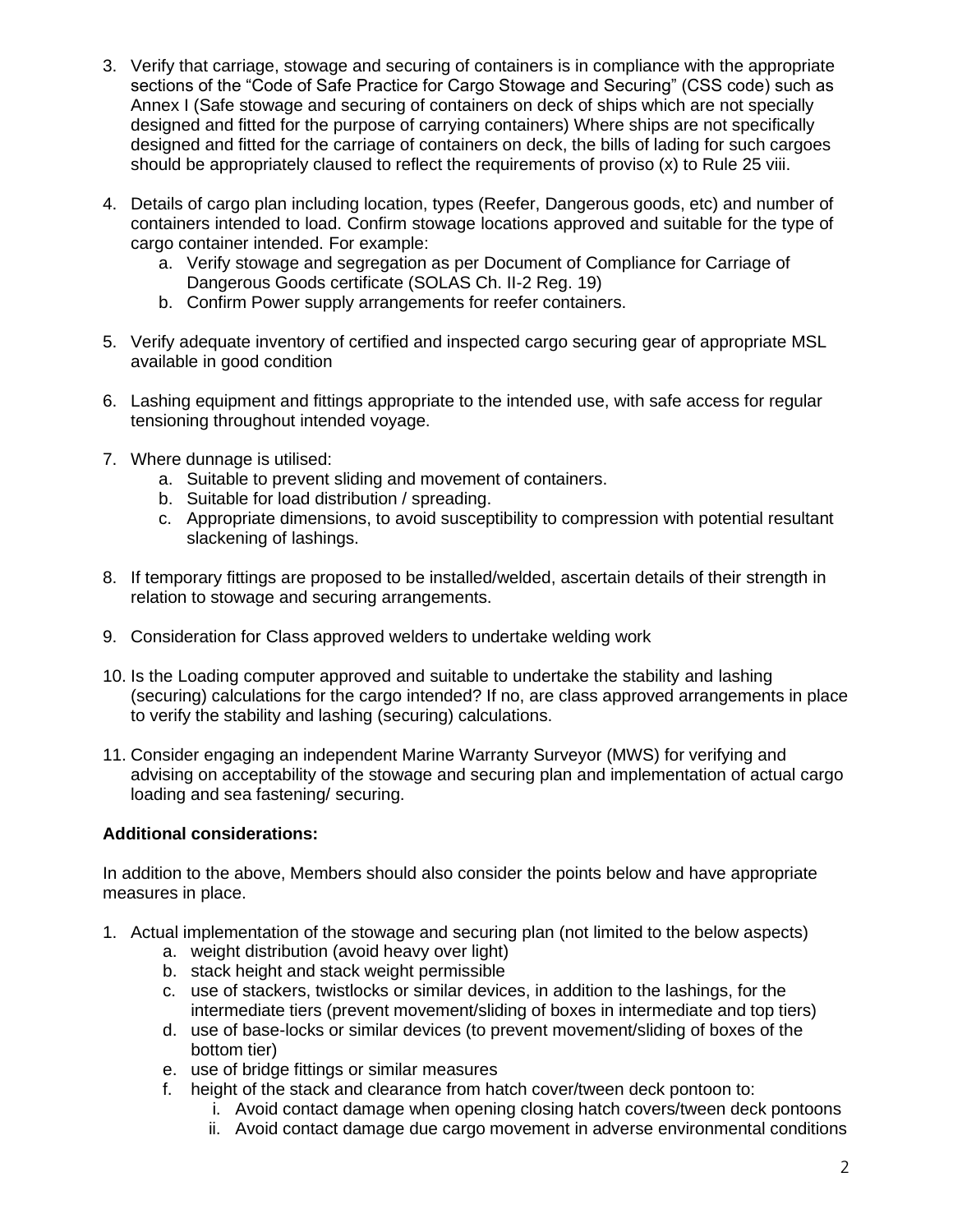3. Verify that carriage, stowage and securing of containers is in compliance with the appropriate sections of the "Code of Safe Practice for Cargo Stowage and Securing" (CSS code) such as Annex I (Safe stowage and securing of containers on deck of ships which are not specially designed and fitted for the purpose of carrying containers) Where ships are not specifically designed and fitted for the carriage of containers on deck, the bills of lading for such cargoes should be appropriately claused to reflect the requirements of proviso (x) to Rule 25 viii.

4. Details of cargo plan including location, types (Reefer, Dangerous goods, etc) and number of containers intended to load. Confirm stowage locations approved and suitable for the type of cargo container intended. For example:
   a. Verify stowage and segregation as per Document of Compliance for Carriage of Dangerous Goods certificate (SOLAS Ch. II-2 Reg. 19)
   b. Confirm Power supply arrangements for reefer containers.

5. Verify adequate inventory of certified and inspected cargo securing gear of appropriate MSL available in good condition

6. Lashing equipment and fittings appropriate to the intended use, with safe access for regular tensioning throughout intended voyage.

7. Where dunnage is utilised:
   a. Suitable to prevent sliding and movement of containers.
   b. Suitable for load distribution / spreading.
   c. Appropriate dimensions, to avoid susceptibility to compression with potential resultant slackening of lashings.

8. If temporary fittings are proposed to be installed/welded, ascertain details of their strength in relation to stowage and securing arrangements.

9. Consideration for Class approved welders to undertake welding work

10. Is the Loading computer approved and suitable to undertake the stability and lashing (securing) calculations for the cargo intended? If no, are class approved arrangements in place to verify the stability and lashing (securing) calculations.

11. Consider engaging an independent Marine Warranty Surveyor (MWS) for verifying and advising on acceptability of the stowage and securing plan and implementation of actual cargo loading and sea fastening/ securing.

**Additional considerations:**

In addition to the above, Members should also consider the points below and have appropriate measures in place.

1. Actual implementation of the stowage and securing plan (not limited to the below aspects)
   a. weight distribution (avoid heavy over light)
   b. stack height and stack weight permissible
   c. use of stackers, twistlocks or similar devices, in addition to the lashings, for the intermediate tiers (prevent movement/sliding of boxes in intermediate and top tiers)
   d. use of base-locks or similar devices (to prevent movement/sliding of boxes of the bottom tier)
   e. use of bridge fittings or similar measures
   f. height of the stack and clearance from hatch cover/tween deck pontoon to:
      i. Avoid contact damage when opening closing hatch covers/tween deck pontoons
      ii. Avoid contact damage due cargo movement in adverse environmental conditions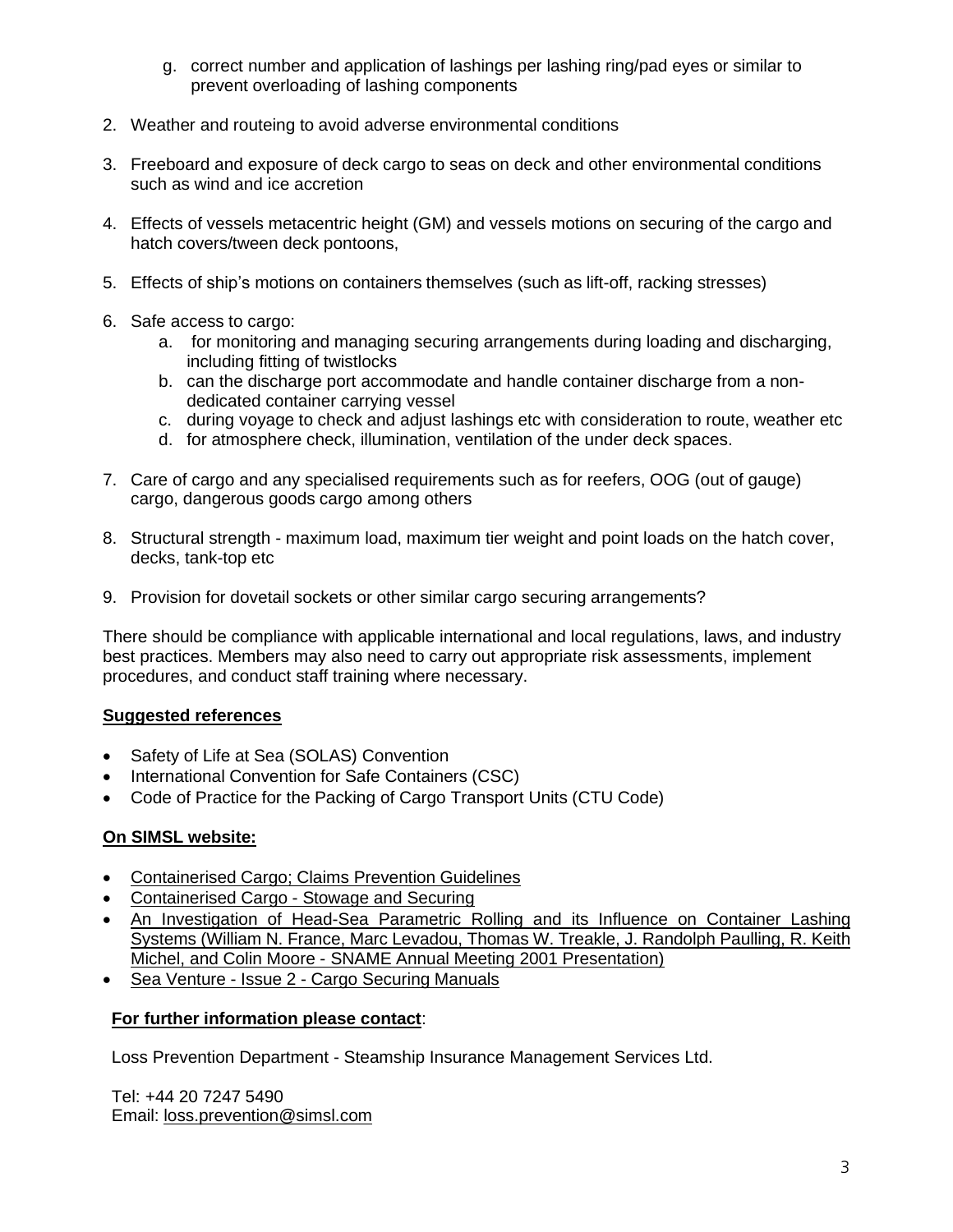g. correct number and application of lashings per lashing ring/pad eyes or similar to prevent overloading of lashing components

2. Weather and routeing to avoid adverse environmental conditions

3. Freeboard and exposure of deck cargo to seas on deck and other environmental conditions such as wind and ice accretion

4. Effects of vessels metacentric height (GM) and vessels motions on securing of the cargo and hatch covers/tween deck pontoons,

5. Effects of ship's motions on containers themselves (such as lift-off, racking stresses)

6. Safe access to cargo:
   a. for monitoring and managing securing arrangements during loading and discharging, including fitting of twistlocks
   b. can the discharge port accommodate and handle container discharge from a non-dedicated container carrying vessel
   c. during voyage to check and adjust lashings etc with consideration to route, weather etc
   d. for atmosphere check, illumination, ventilation of the under deck spaces.

7. Care of cargo and any specialised requirements such as for reefers, OOG (out of gauge) cargo, dangerous goods cargo among others

8. Structural strength - maximum load, maximum tier weight and point loads on the hatch cover, decks, tank-top etc

9. Provision for dovetail sockets or other similar cargo securing arrangements?

There should be compliance with applicable international and local regulations, laws, and industry best practices. Members may also need to carry out appropriate risk assessments, implement procedures, and conduct staff training where necessary.

**Suggested references**

- Safety of Life at Sea (SOLAS) Convention
- International Convention for Safe Containers (CSC)
- Code of Practice for the Packing of Cargo Transport Units (CTU Code)

**On SIMSL website:**

- Containerised Cargo; Claims Prevention Guidelines
- Containerised Cargo - Stowage and Securing
- An Investigation of Head-Sea Parametric Rolling and its Influence on Container Lashing Systems (William N. France, Marc Levadou, Thomas W. Treakle, J. Randolph Paulling, R. Keith Michel, and Colin Moore - SNAME Annual Meeting 2001 Presentation)
- Sea Venture - Issue 2 - Cargo Securing Manuals

**For further information please contact**:

Loss Prevention Department - Steamship Insurance Management Services Ltd.

Tel: +44 20 7247 5490
Email: loss.prevention@simsl.com